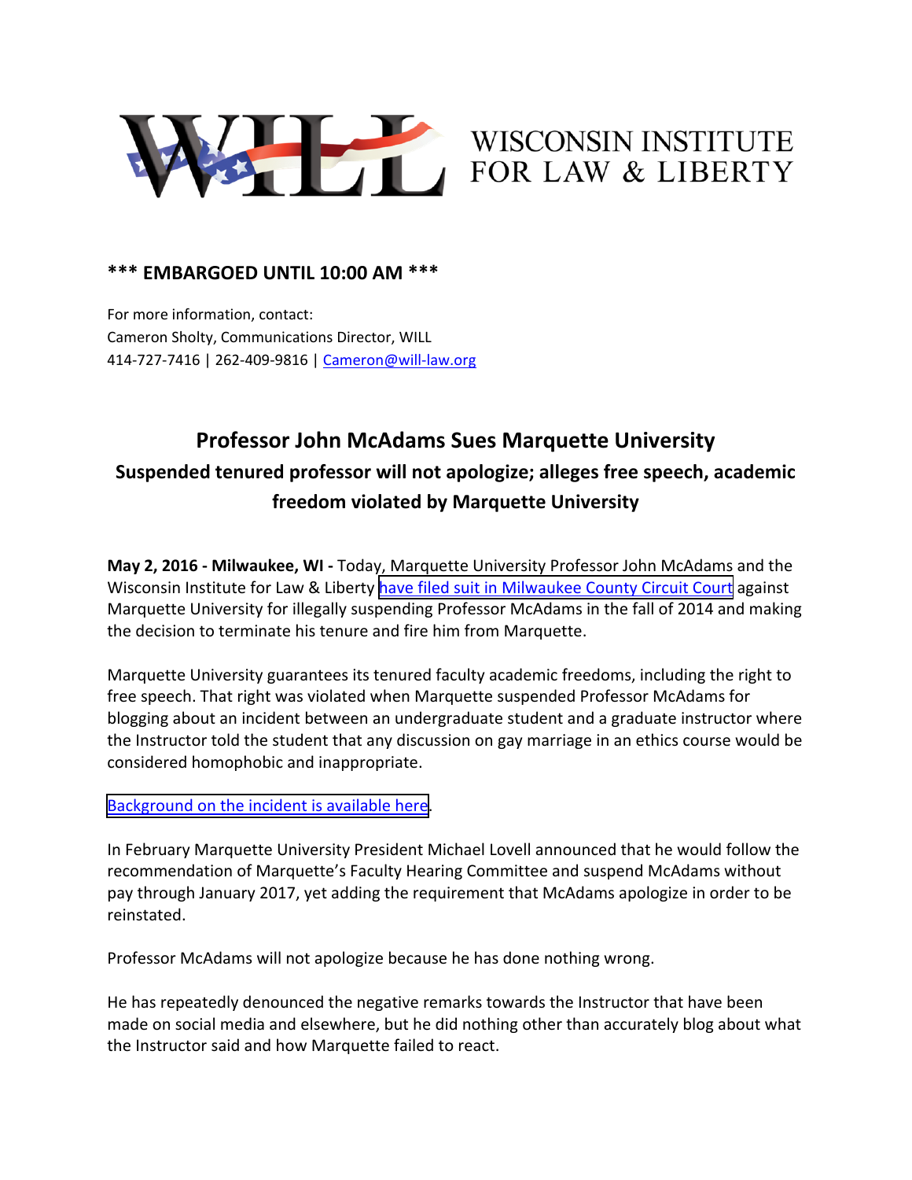WISCONSIN INSTITUTE FOR LAW & LIBERTY

**\*\*\* EMBARGOED UNTIL 10:00 AM \*\*\***

For more information, contact:
Cameron Sholty, Communications Director, WILL
414-727-7416 | 262-409-9816 | Cameron@will-law.org

## Professor John McAdams Sues Marquette University

### Suspended tenured professor will not apologize; alleges free speech, academic freedom violated by Marquette University

**May 2, 2016 - Milwaukee, WI -** Today, Marquette University Professor John McAdams and the Wisconsin Institute for Law & Liberty have filed suit in Milwaukee County Circuit Court against Marquette University for illegally suspending Professor McAdams in the fall of 2014 and making the decision to terminate his tenure and fire him from Marquette.

Marquette University guarantees its tenured faculty academic freedoms, including the right to free speech. That right was violated when Marquette suspended Professor McAdams for blogging about an incident between an undergraduate student and a graduate instructor where the Instructor told the student that any discussion on gay marriage in an ethics course would be considered homophobic and inappropriate.

Background on the incident is available here.

In February Marquette University President Michael Lovell announced that he would follow the recommendation of Marquette's Faculty Hearing Committee and suspend McAdams without pay through January 2017, yet adding the requirement that McAdams apologize in order to be reinstated.

Professor McAdams will not apologize because he has done nothing wrong.

He has repeatedly denounced the negative remarks towards the Instructor that have been made on social media and elsewhere, but he did nothing other than accurately blog about what the Instructor said and how Marquette failed to react.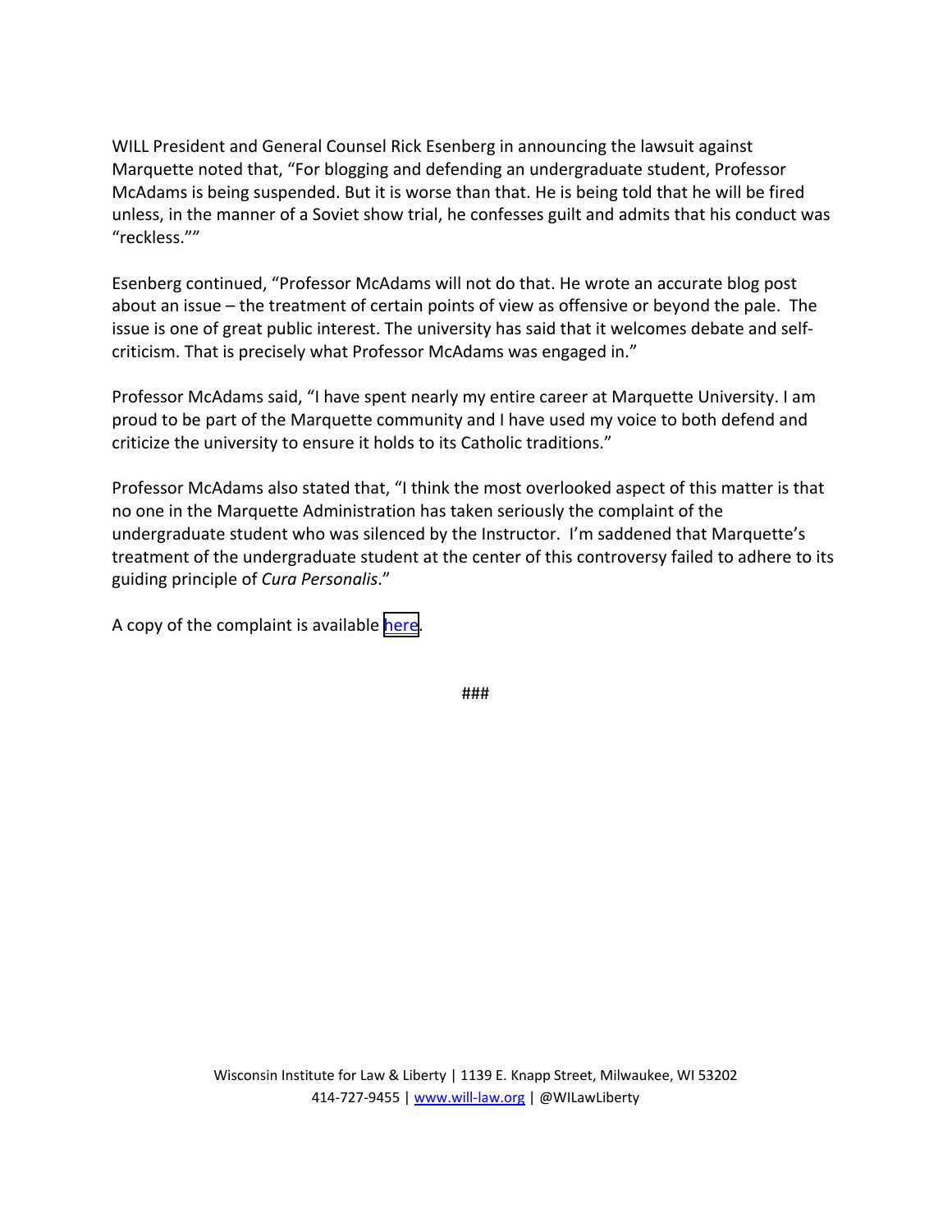WILL President and General Counsel Rick Esenberg in announcing the lawsuit against Marquette noted that, "For blogging and defending an undergraduate student, Professor McAdams is being suspended. But it is worse than that. He is being told that he will be fired unless, in the manner of a Soviet show trial, he confesses guilt and admits that his conduct was "reckless.""

Esenberg continued, "Professor McAdams will not do that. He wrote an accurate blog post about an issue – the treatment of certain points of view as offensive or beyond the pale. The issue is one of great public interest. The university has said that it welcomes debate and self-criticism. That is precisely what Professor McAdams was engaged in."

Professor McAdams said, "I have spent nearly my entire career at Marquette University. I am proud to be part of the Marquette community and I have used my voice to both defend and criticize the university to ensure it holds to its Catholic traditions."

Professor McAdams also stated that, "I think the most overlooked aspect of this matter is that no one in the Marquette Administration has taken seriously the complaint of the undergraduate student who was silenced by the Instructor. I'm saddened that Marquette's treatment of the undergraduate student at the center of this controversy failed to adhere to its guiding principle of *Cura Personalis*."

A copy of the complaint is available here.

###

Wisconsin Institute for Law & Liberty | 1139 E. Knapp Street, Milwaukee, WI 53202
414-727-9455 | www.will-law.org | @WILawLiberty